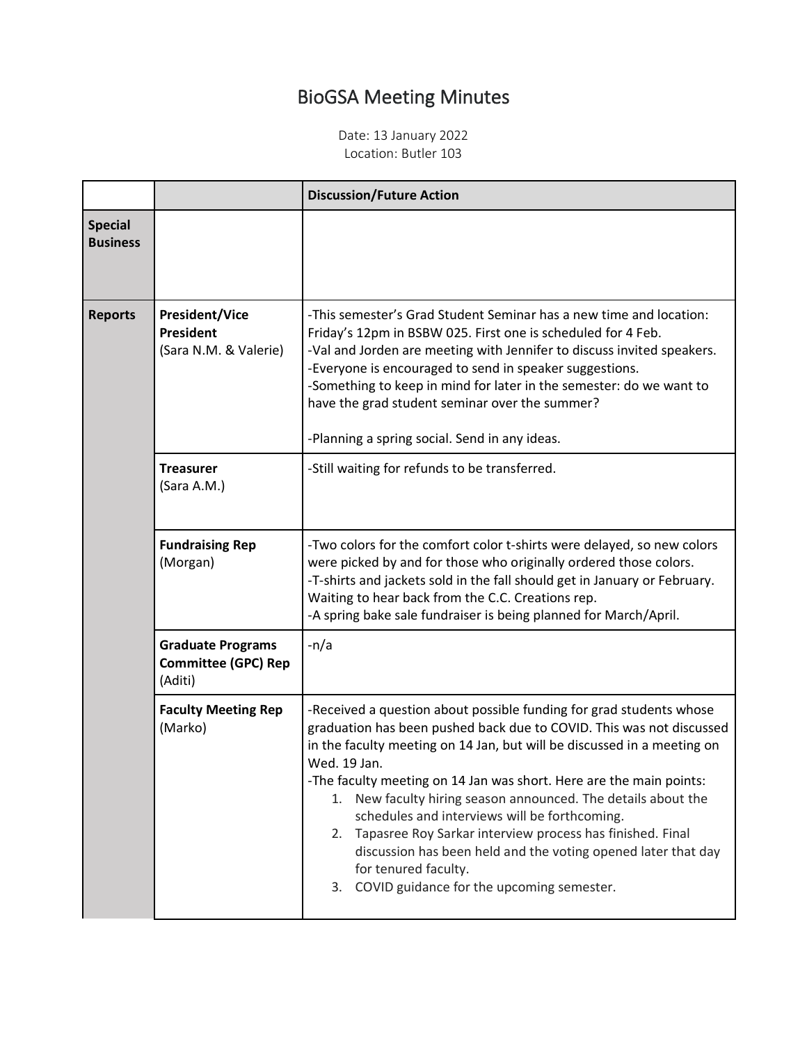# BioGSA Meeting Minutes

Date: 13 January 2022
Location: Butler 103

| | | Discussion/Future Action |
|---|---|---|
| **Special Business** | | |
| **Reports** | **President/Vice President** (Sara N.M. & Valerie) | -This semester's Grad Student Seminar has a new time and location: Friday's 12pm in BSBW 025. First one is scheduled for 4 Feb.<br>-Val and Jorden are meeting with Jennifer to discuss invited speakers.<br>-Everyone is encouraged to send in speaker suggestions.<br>-Something to keep in mind for later in the semester: do we want to have the grad student seminar over the summer?<br><br>-Planning a spring social. Send in any ideas. |
| | **Treasurer** (Sara A.M.) | -Still waiting for refunds to be transferred. |
| | **Fundraising Rep** (Morgan) | -Two colors for the comfort color t-shirts were delayed, so new colors were picked by and for those who originally ordered those colors.<br>-T-shirts and jackets sold in the fall should get in January or February. Waiting to hear back from the C.C. Creations rep.<br>-A spring bake sale fundraiser is being planned for March/April. |
| | **Graduate Programs Committee (GPC) Rep** (Aditi) | -n/a |
| | **Faculty Meeting Rep** (Marko) | -Received a question about possible funding for grad students whose graduation has been pushed back due to COVID. This was not discussed in the faculty meeting on 14 Jan, but will be discussed in a meeting on Wed. 19 Jan.<br>-The faculty meeting on 14 Jan was short. Here are the main points:<br>1. New faculty hiring season announced. The details about the schedules and interviews will be forthcoming.<br>2. Tapasree Roy Sarkar interview process has finished. Final discussion has been held and the voting opened later that day for tenured faculty.<br>3. COVID guidance for the upcoming semester. |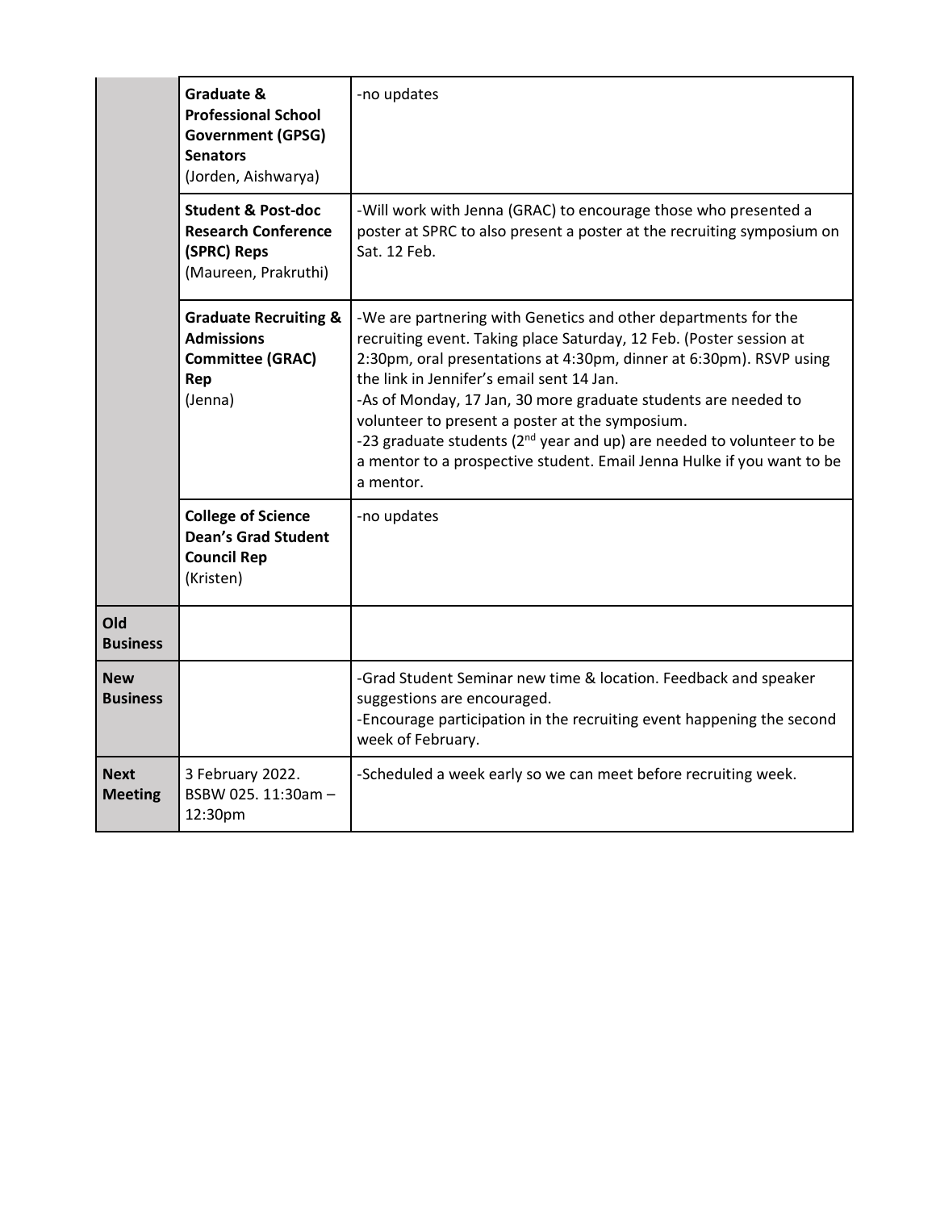| | | |
|---|---|---|
| | **Graduate & Professional School Government (GPSG) Senators** (Jorden, Aishwarya) | -no updates |
| | **Student & Post-doc Research Conference (SPRC) Reps** (Maureen, Prakruthi) | -Will work with Jenna (GRAC) to encourage those who presented a poster at SPRC to also present a poster at the recruiting symposium on Sat. 12 Feb. |
| | **Graduate Recruiting & Admissions Committee (GRAC) Rep** (Jenna) | -We are partnering with Genetics and other departments for the recruiting event. Taking place Saturday, 12 Feb. (Poster session at 2:30pm, oral presentations at 4:30pm, dinner at 6:30pm). RSVP using the link in Jennifer's email sent 14 Jan.<br>-As of Monday, 17 Jan, 30 more graduate students are needed to volunteer to present a poster at the symposium.<br>-23 graduate students (2nd year and up) are needed to volunteer to be a mentor to a prospective student. Email Jenna Hulke if you want to be a mentor. |
| | **College of Science Dean's Grad Student Council Rep** (Kristen) | -no updates |
| **Old Business** | | |
| **New Business** | | -Grad Student Seminar new time & location. Feedback and speaker suggestions are encouraged.<br>-Encourage participation in the recruiting event happening the second week of February. |
| **Next Meeting** | 3 February 2022. BSBW 025. 11:30am – 12:30pm | -Scheduled a week early so we can meet before recruiting week. |